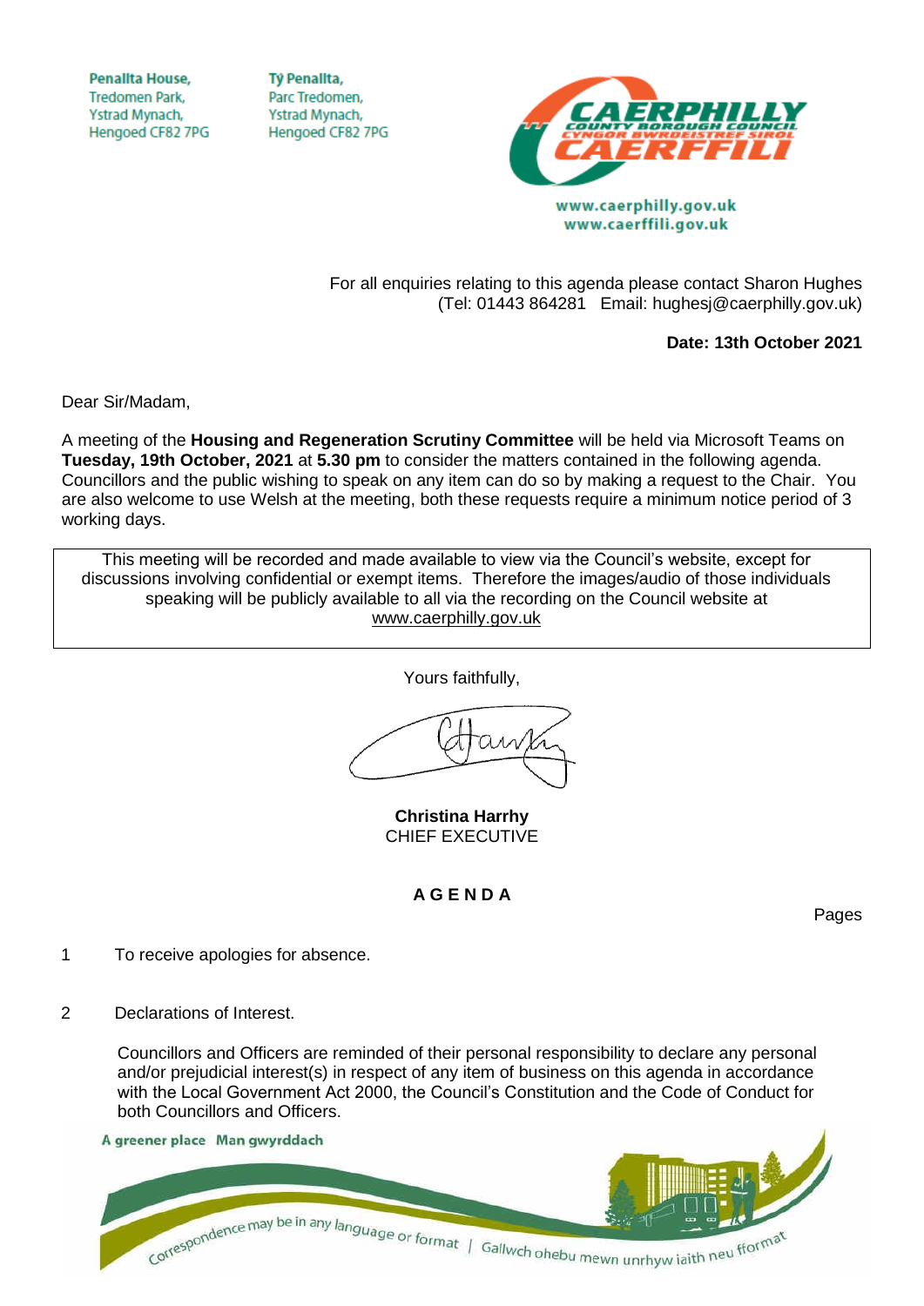Penallta House,
Tredomen Park,
Ystrad Mynach,
Hengoed CF82 7PG

Tŷ Penallta,
Parc Tredomen,
Ystrad Mynach,
Hengoed CF82 7PG

www.caerphilly.gov.uk
www.caerffili.gov.uk

For all enquiries relating to this agenda please contact Sharon Hughes
(Tel: 01443 864281 Email: hughesj@caerphilly.gov.uk)

**Date: 13th October 2021**

Dear Sir/Madam,

A meeting of the **Housing and Regeneration Scrutiny Committee** will be held via Microsoft Teams on **Tuesday, 19th October, 2021** at **5.30 pm** to consider the matters contained in the following agenda. Councillors and the public wishing to speak on any item can do so by making a request to the Chair. You are also welcome to use Welsh at the meeting, both these requests require a minimum notice period of 3 working days.

This meeting will be recorded and made available to view via the Council's website, except for discussions involving confidential or exempt items. Therefore the images/audio of those individuals speaking will be publicly available to all via the recording on the Council website at www.caerphilly.gov.uk

Yours faithfully,

**Christina Harrhy**
CHIEF EXECUTIVE

## A G E N D A

Pages

1 To receive apologies for absence.

2 Declarations of Interest.

Councillors and Officers are reminded of their personal responsibility to declare any personal and/or prejudicial interest(s) in respect of any item of business on this agenda in accordance with the Local Government Act 2000, the Council's Constitution and the Code of Conduct for both Councillors and Officers.

A greener place Man gwyrddach

Correspondence may be in any language or format | Gallwch ohebu mewn unrhyw iaith neu fformat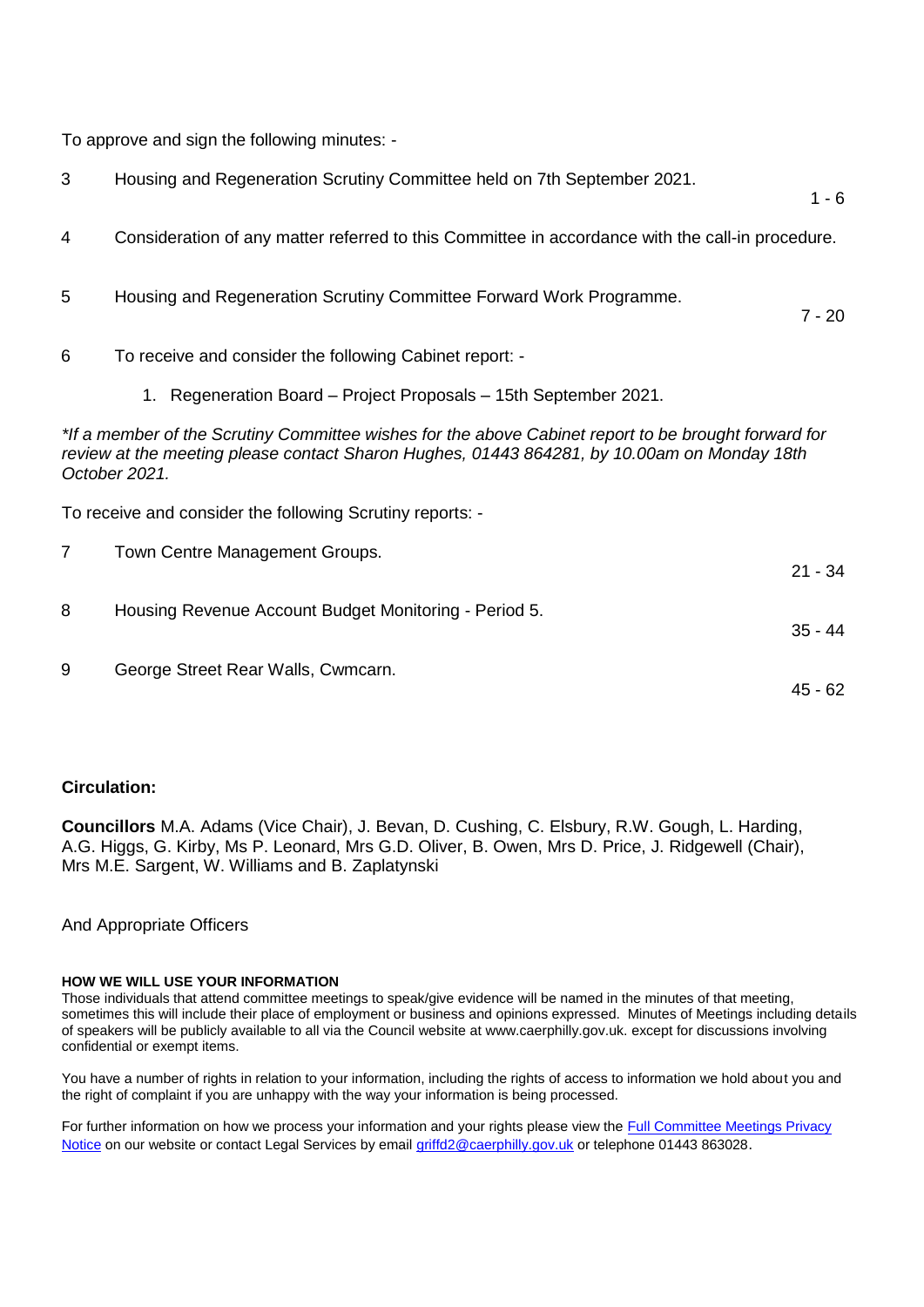To approve and sign the following minutes: -

| | | |
|---|---|---|
| 3 | Housing and Regeneration Scrutiny Committee held on 7th September 2021. | 1 - 6 |
| 4 | Consideration of any matter referred to this Committee in accordance with the call-in procedure. | |
| 5 | Housing and Regeneration Scrutiny Committee Forward Work Programme. | 7 - 20 |
| 6 | To receive and consider the following Cabinet report: - | |

1. Regeneration Board – Project Proposals – 15th September 2021.

*\*If a member of the Scrutiny Committee wishes for the above Cabinet report to be brought forward for review at the meeting please contact Sharon Hughes, 01443 864281, by 10.00am on Monday 18th October 2021.*

To receive and consider the following Scrutiny reports: -

| | | |
|---|---|---|
| 7 | Town Centre Management Groups. | 21 - 34 |
| 8 | Housing Revenue Account Budget Monitoring - Period 5. | 35 - 44 |
| 9 | George Street Rear Walls, Cwmcarn. | 45 - 62 |

**Circulation:**

**Councillors** M.A. Adams (Vice Chair), J. Bevan, D. Cushing, C. Elsbury, R.W. Gough, L. Harding, A.G. Higgs, G. Kirby, Ms P. Leonard, Mrs G.D. Oliver, B. Owen, Mrs D. Price, J. Ridgewell (Chair), Mrs M.E. Sargent, W. Williams and B. Zaplatynski

And Appropriate Officers

**HOW WE WILL USE YOUR INFORMATION**

Those individuals that attend committee meetings to speak/give evidence will be named in the minutes of that meeting, sometimes this will include their place of employment or business and opinions expressed. Minutes of Meetings including details of speakers will be publicly available to all via the Council website at www.caerphilly.gov.uk. except for discussions involving confidential or exempt items.

You have a number of rights in relation to your information, including the rights of access to information we hold about you and the right of complaint if you are unhappy with the way your information is being processed.

For further information on how we process your information and your rights please view the Full Committee Meetings Privacy Notice on our website or contact Legal Services by email griffd2@caerphilly.gov.uk or telephone 01443 863028.